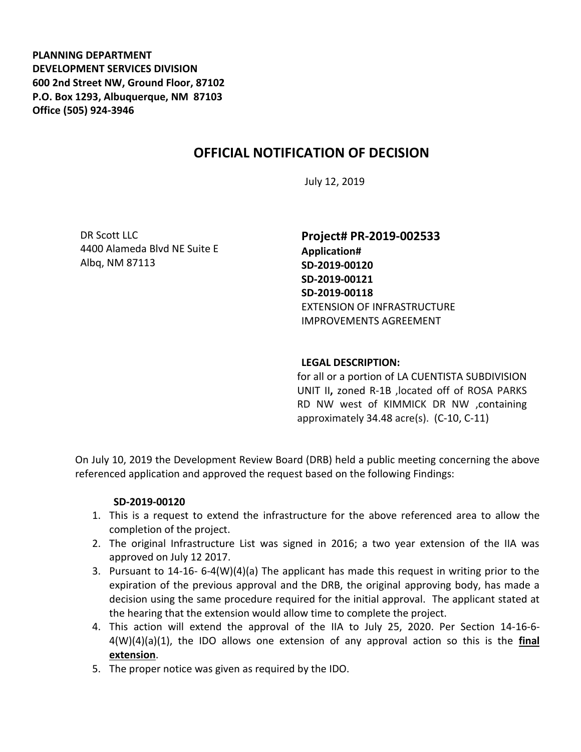**PLANNING DEPARTMENT**
**DEVELOPMENT SERVICES DIVISION**
**600 2nd Street NW, Ground Floor, 87102**
**P.O. Box 1293, Albuquerque, NM 87103**
**Office (505) 924-3946**

# OFFICIAL NOTIFICATION OF DECISION

July 12, 2019

DR Scott LLC
4400 Alameda Blvd NE Suite E
Albq, NM 87113

**Project# PR-2019-002533**
**Application#**
**SD-2019-00120**
**SD-2019-00121**
**SD-2019-00118**
EXTENSION OF INFRASTRUCTURE IMPROVEMENTS AGREEMENT

**LEGAL DESCRIPTION:**
for all or a portion of LA CUENTISTA SUBDIVISION UNIT II**,** zoned R-1B ,located off of ROSA PARKS RD NW west of KIMMICK DR NW ,containing approximately 34.48 acre(s). (C-10, C-11)

On July 10, 2019 the Development Review Board (DRB) held a public meeting concerning the above referenced application and approved the request based on the following Findings:

**SD-2019-00120**

1. This is a request to extend the infrastructure for the above referenced area to allow the completion of the project.
2. The original Infrastructure List was signed in 2016; a two year extension of the IIA was approved on July 12 2017.
3. Pursuant to 14-16- 6-4(W)(4)(a) The applicant has made this request in writing prior to the expiration of the previous approval and the DRB, the original approving body, has made a decision using the same procedure required for the initial approval. The applicant stated at the hearing that the extension would allow time to complete the project.
4. This action will extend the approval of the IIA to July 25, 2020. Per Section 14-16-6-4(W)(4)(a)(1), the IDO allows one extension of any approval action so this is the **final extension**.
5. The proper notice was given as required by the IDO.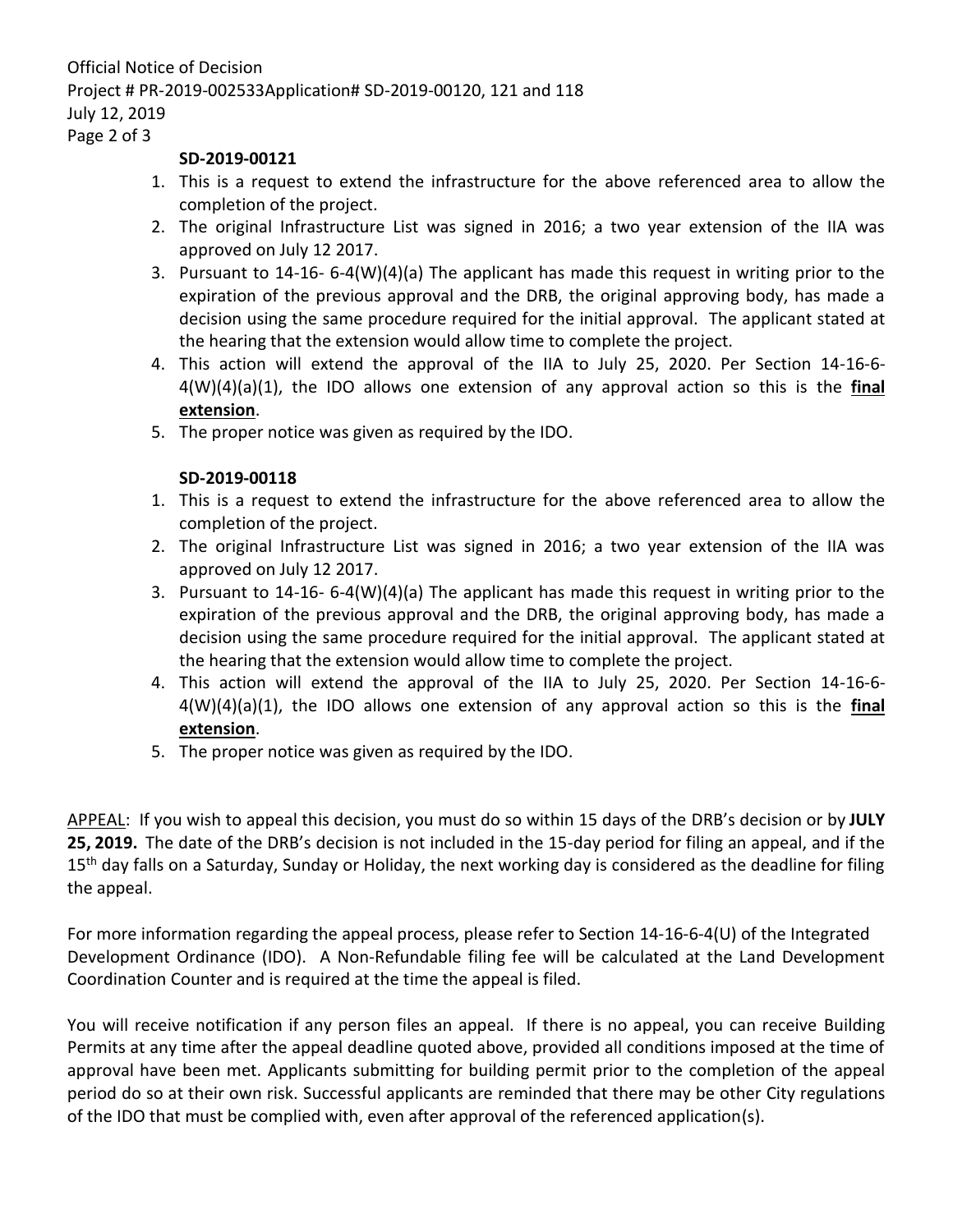**SD-2019-00121**

1. This is a request to extend the infrastructure for the above referenced area to allow the completion of the project.
2. The original Infrastructure List was signed in 2016; a two year extension of the IIA was approved on July 12 2017.
3. Pursuant to 14-16- 6-4(W)(4)(a) The applicant has made this request in writing prior to the expiration of the previous approval and the DRB, the original approving body, has made a decision using the same procedure required for the initial approval. The applicant stated at the hearing that the extension would allow time to complete the project.
4. This action will extend the approval of the IIA to July 25, 2020. Per Section 14-16-6-4(W)(4)(a)(1), the IDO allows one extension of any approval action so this is the **final extension**.
5. The proper notice was given as required by the IDO.

**SD-2019-00118**

1. This is a request to extend the infrastructure for the above referenced area to allow the completion of the project.
2. The original Infrastructure List was signed in 2016; a two year extension of the IIA was approved on July 12 2017.
3. Pursuant to 14-16- 6-4(W)(4)(a) The applicant has made this request in writing prior to the expiration of the previous approval and the DRB, the original approving body, has made a decision using the same procedure required for the initial approval. The applicant stated at the hearing that the extension would allow time to complete the project.
4. This action will extend the approval of the IIA to July 25, 2020. Per Section 14-16-6-4(W)(4)(a)(1), the IDO allows one extension of any approval action so this is the **final extension**.
5. The proper notice was given as required by the IDO.

APPEAL: If you wish to appeal this decision, you must do so within 15 days of the DRB's decision or by **JULY 25, 2019.** The date of the DRB's decision is not included in the 15-day period for filing an appeal, and if the 15th day falls on a Saturday, Sunday or Holiday, the next working day is considered as the deadline for filing the appeal.

For more information regarding the appeal process, please refer to Section 14-16-6-4(U) of the Integrated Development Ordinance (IDO). A Non-Refundable filing fee will be calculated at the Land Development Coordination Counter and is required at the time the appeal is filed.

You will receive notification if any person files an appeal. If there is no appeal, you can receive Building Permits at any time after the appeal deadline quoted above, provided all conditions imposed at the time of approval have been met. Applicants submitting for building permit prior to the completion of the appeal period do so at their own risk. Successful applicants are reminded that there may be other City regulations of the IDO that must be complied with, even after approval of the referenced application(s).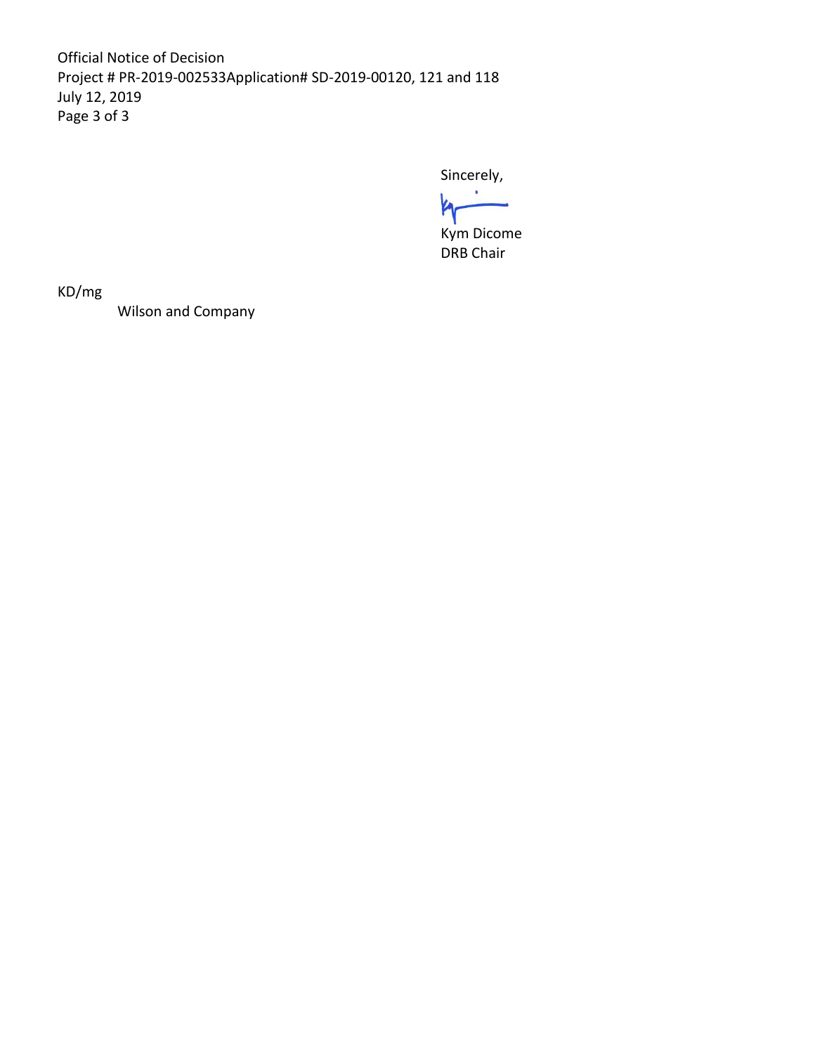Sincerely,

Kym Dicome
DRB Chair

KD/mg

Wilson and Company